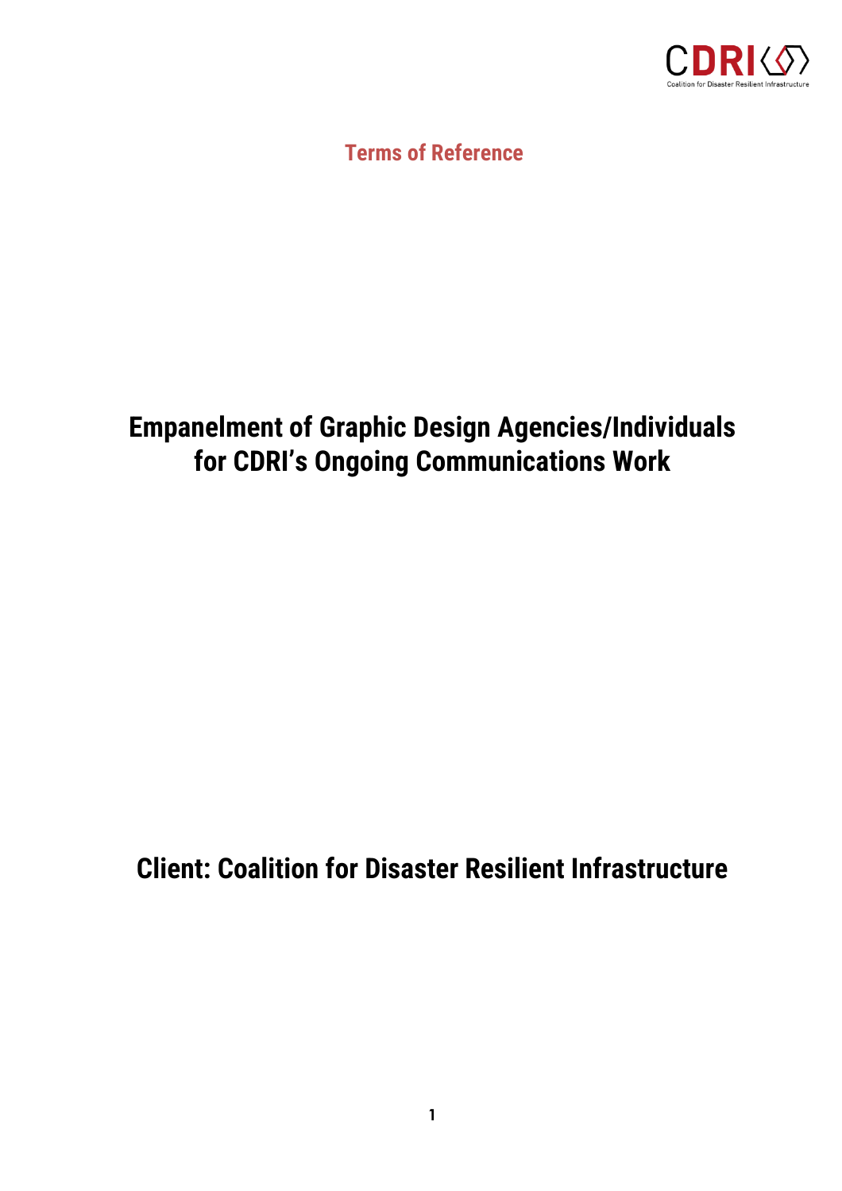Terms of Reference

# Empanelment of Graphic Design Agencies/Individuals for CDRI's Ongoing Communications Work

## Client: Coalition for Disaster Resilient Infrastructure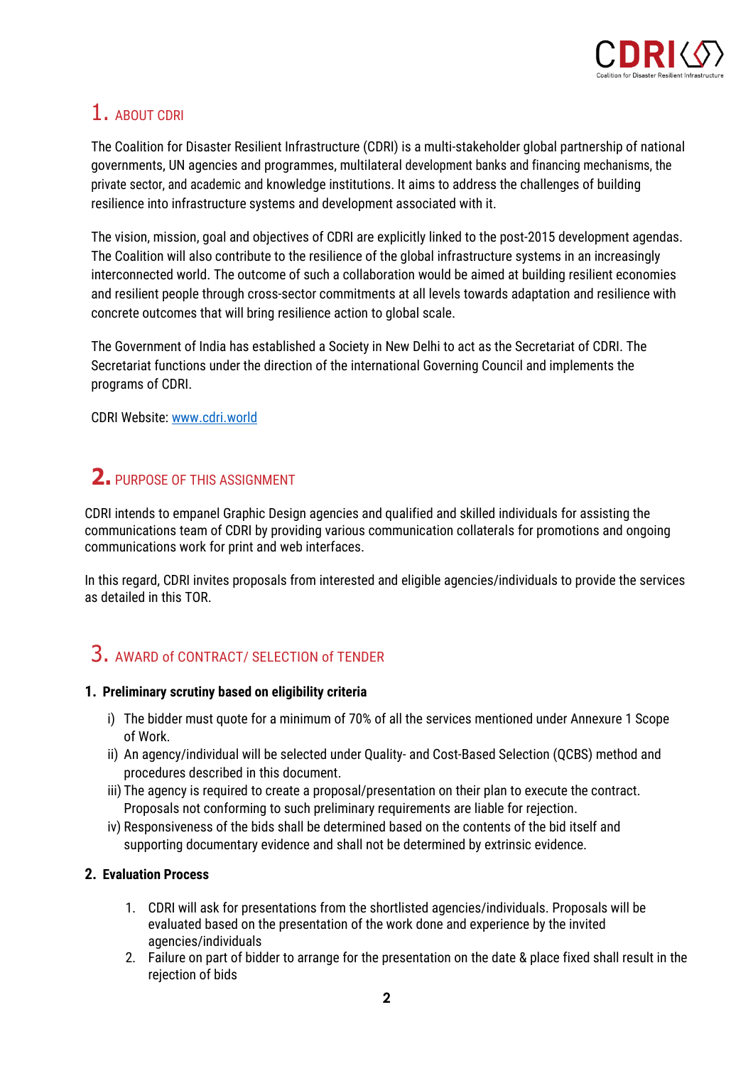## 1. ABOUT CDRI

The Coalition for Disaster Resilient Infrastructure (CDRI) is a multi-stakeholder global partnership of national governments, UN agencies and programmes, multilateral development banks and financing mechanisms, the private sector, and academic and knowledge institutions. It aims to address the challenges of building resilience into infrastructure systems and development associated with it.

The vision, mission, goal and objectives of CDRI are explicitly linked to the post-2015 development agendas. The Coalition will also contribute to the resilience of the global infrastructure systems in an increasingly interconnected world. The outcome of such a collaboration would be aimed at building resilient economies and resilient people through cross-sector commitments at all levels towards adaptation and resilience with concrete outcomes that will bring resilience action to global scale.

The Government of India has established a Society in New Delhi to act as the Secretariat of CDRI. The Secretariat functions under the direction of the international Governing Council and implements the programs of CDRI.

CDRI Website: [www.cdri.world](http://www.cdri.world)

## 2. PURPOSE OF THIS ASSIGNMENT

CDRI intends to empanel Graphic Design agencies and qualified and skilled individuals for assisting the communications team of CDRI by providing various communication collaterals for promotions and ongoing communications work for print and web interfaces.

In this regard, CDRI invites proposals from interested and eligible agencies/individuals to provide the services as detailed in this TOR.

## 3. AWARD of CONTRACT/ SELECTION of TENDER

### 1. Preliminary scrutiny based on eligibility criteria

i) The bidder must quote for a minimum of 70% of all the services mentioned under Annexure 1 Scope of Work.

ii) An agency/individual will be selected under Quality- and Cost-Based Selection (QCBS) method and procedures described in this document.

iii) The agency is required to create a proposal/presentation on their plan to execute the contract. Proposals not conforming to such preliminary requirements are liable for rejection.

iv) Responsiveness of the bids shall be determined based on the contents of the bid itself and supporting documentary evidence and shall not be determined by extrinsic evidence.

### 2. Evaluation Process

1. CDRI will ask for presentations from the shortlisted agencies/individuals. Proposals will be evaluated based on the presentation of the work done and experience by the invited agencies/individuals
2. Failure on part of bidder to arrange for the presentation on the date & place fixed shall result in the rejection of bids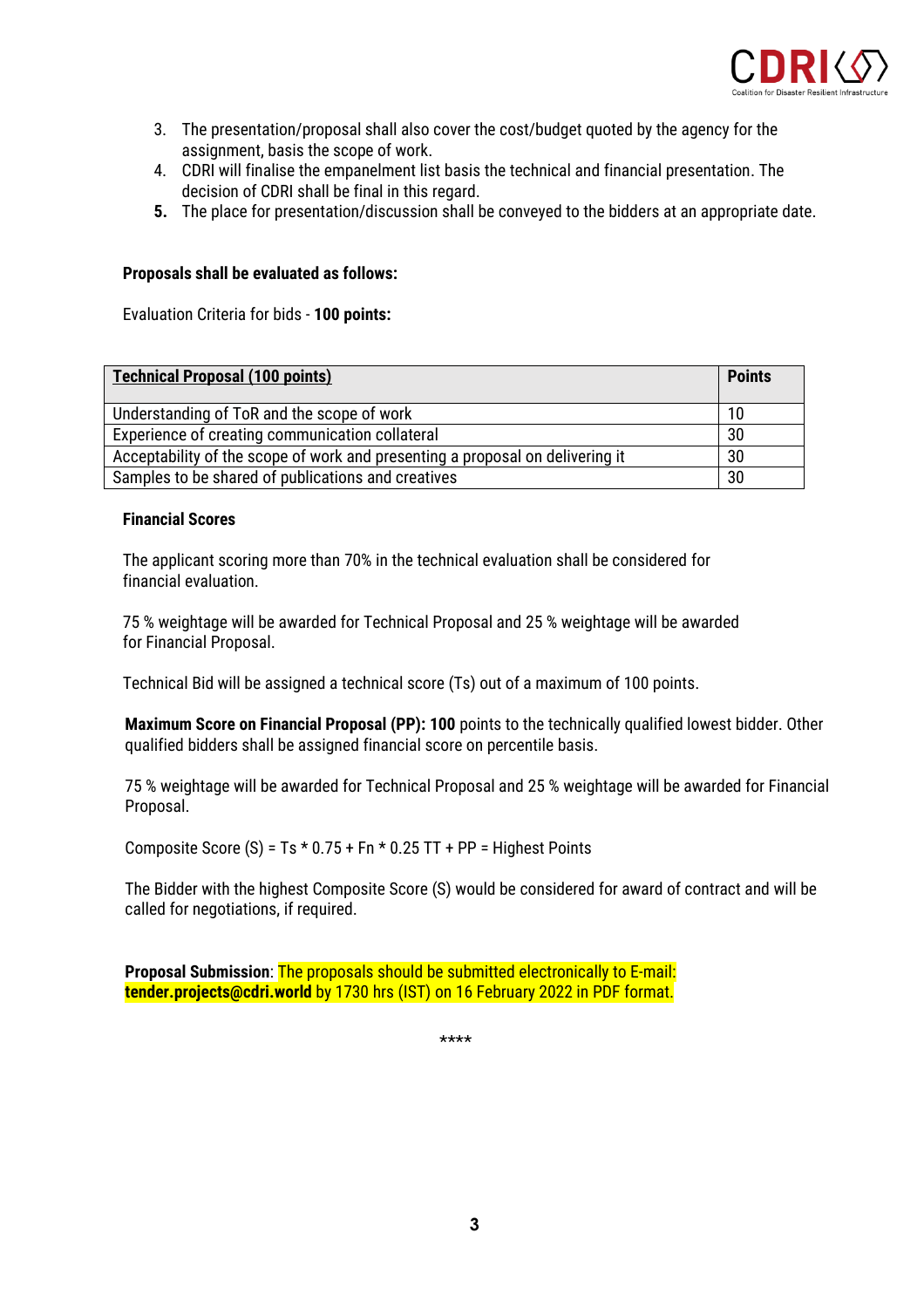3. The presentation/proposal shall also cover the cost/budget quoted by the agency for the assignment, basis the scope of work.
4. CDRI will finalise the empanelment list basis the technical and financial presentation. The decision of CDRI shall be final in this regard.
5. The place for presentation/discussion shall be conveyed to the bidders at an appropriate date.

**Proposals shall be evaluated as follows:**

Evaluation Criteria for bids - **100 points:**

| **Technical Proposal (100 points)** | **Points** |
|---|---|
| Understanding of ToR and the scope of work | 10 |
| Experience of creating communication collateral | 30 |
| Acceptability of the scope of work and presenting a proposal on delivering it | 30 |
| Samples to be shared of publications and creatives | 30 |

**Financial Scores**

The applicant scoring more than 70% in the technical evaluation shall be considered for financial evaluation.

75 % weightage will be awarded for Technical Proposal and 25 % weightage will be awarded for Financial Proposal.

Technical Bid will be assigned a technical score (Ts) out of a maximum of 100 points.

**Maximum Score on Financial Proposal (PP): 100** points to the technically qualified lowest bidder. Other qualified bidders shall be assigned financial score on percentile basis.

75 % weightage will be awarded for Technical Proposal and 25 % weightage will be awarded for Financial Proposal.

Composite Score (S) = Ts * 0.75 + Fn * 0.25 TT + PP = Highest Points

The Bidder with the highest Composite Score (S) would be considered for award of contract and will be called for negotiations, if required.

**Proposal Submission**: The proposals should be submitted electronically to E-mail: **tender.projects@cdri.world** by 1730 hrs (IST) on 16 February 2022 in PDF format.

****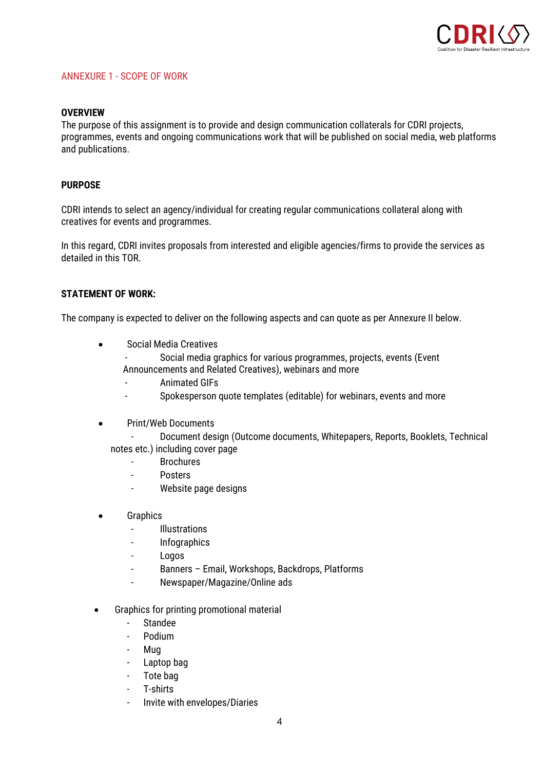ANNEXURE 1 - SCOPE OF WORK

**OVERVIEW**

The purpose of this assignment is to provide and design communication collaterals for CDRI projects, programmes, events and ongoing communications work that will be published on social media, web platforms and publications.

**PURPOSE**

CDRI intends to select an agency/individual for creating regular communications collateral along with creatives for events and programmes.

In this regard, CDRI invites proposals from interested and eligible agencies/firms to provide the services as detailed in this TOR.

**STATEMENT OF WORK:**

The company is expected to deliver on the following aspects and can quote as per Annexure II below.

- Social Media Creatives
  - Social media graphics for various programmes, projects, events (Event Announcements and Related Creatives), webinars and more
  - Animated GIFs
  - Spokesperson quote templates (editable) for webinars, events and more
- Print/Web Documents
  - Document design (Outcome documents, Whitepapers, Reports, Booklets, Technical notes etc.) including cover page
  - Brochures
  - Posters
  - Website page designs
- Graphics
  - Illustrations
  - Infographics
  - Logos
  - Banners – Email, Workshops, Backdrops, Platforms
  - Newspaper/Magazine/Online ads
- Graphics for printing promotional material
  - Standee
  - Podium
  - Mug
  - Laptop bag
  - Tote bag
  - T-shirts
  - Invite with envelopes/Diaries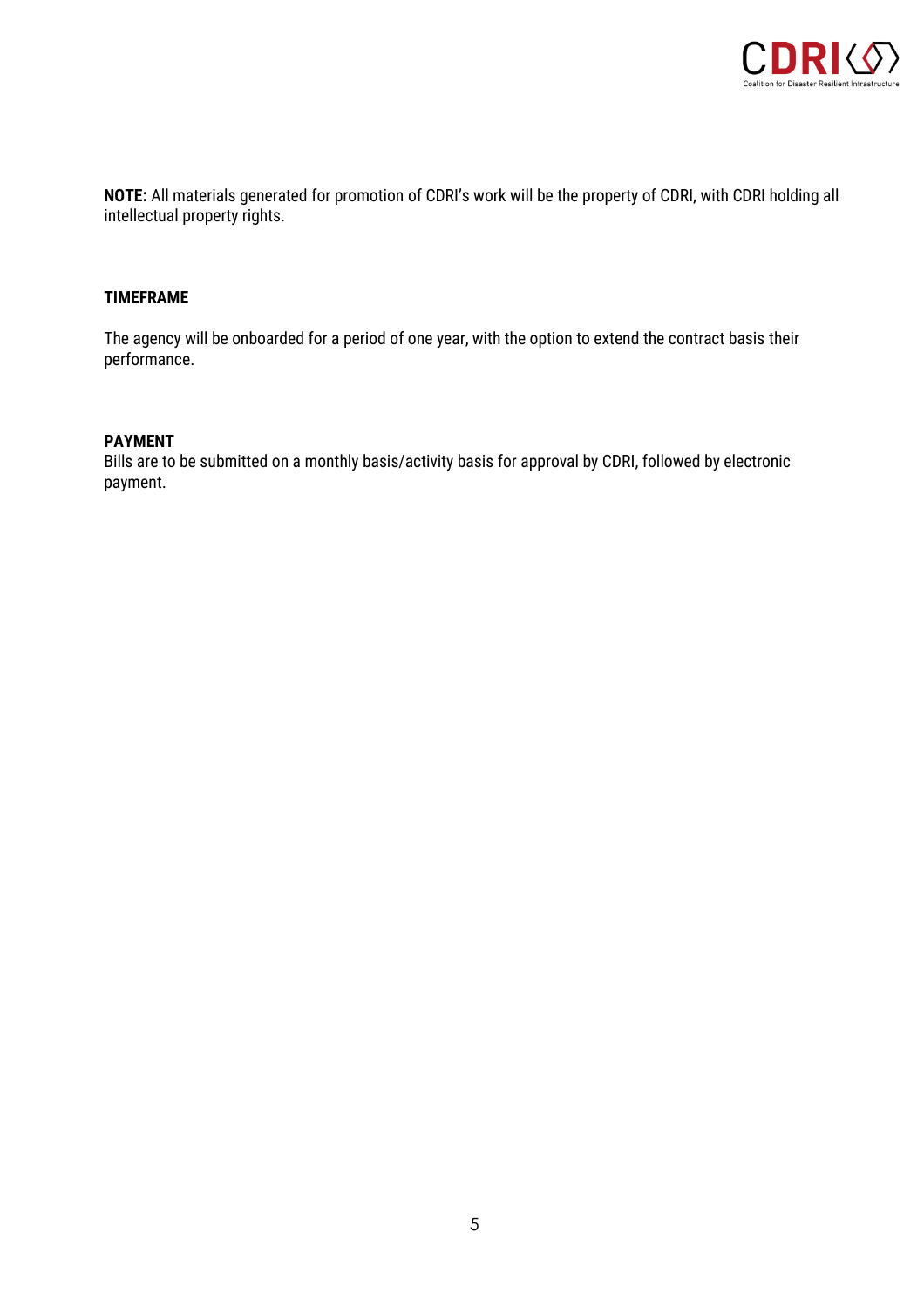**NOTE:** All materials generated for promotion of CDRI's work will be the property of CDRI, with CDRI holding all intellectual property rights.

## TIMEFRAME

The agency will be onboarded for a period of one year, with the option to extend the contract basis their performance.

## PAYMENT

Bills are to be submitted on a monthly basis/activity basis for approval by CDRI, followed by electronic payment.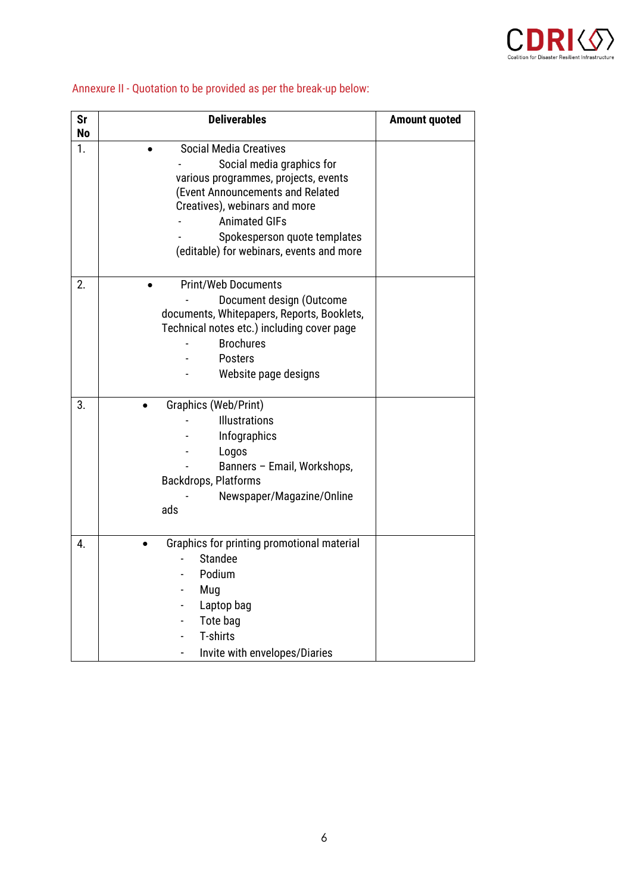Annexure II - Quotation to be provided as per the break-up below:

| Sr No | Deliverables | Amount quoted |
|---|---|---|
| 1. | • Social Media Creatives<br>- Social media graphics for various programmes, projects, events (Event Announcements and Related Creatives), webinars and more<br>- Animated GIFs<br>- Spokesperson quote templates (editable) for webinars, events and more | |
| 2. | • Print/Web Documents<br>- Document design (Outcome documents, Whitepapers, Reports, Booklets, Technical notes etc.) including cover page<br>- Brochures<br>- Posters<br>- Website page designs | |
| 3. | • Graphics (Web/Print)<br>- Illustrations<br>- Infographics<br>- Logos<br>- Banners – Email, Workshops, Backdrops, Platforms<br>- Newspaper/Magazine/Online ads | |
| 4. | • Graphics for printing promotional material<br>- Standee<br>- Podium<br>- Mug<br>- Laptop bag<br>- Tote bag<br>- T-shirts<br>- Invite with envelopes/Diaries | |